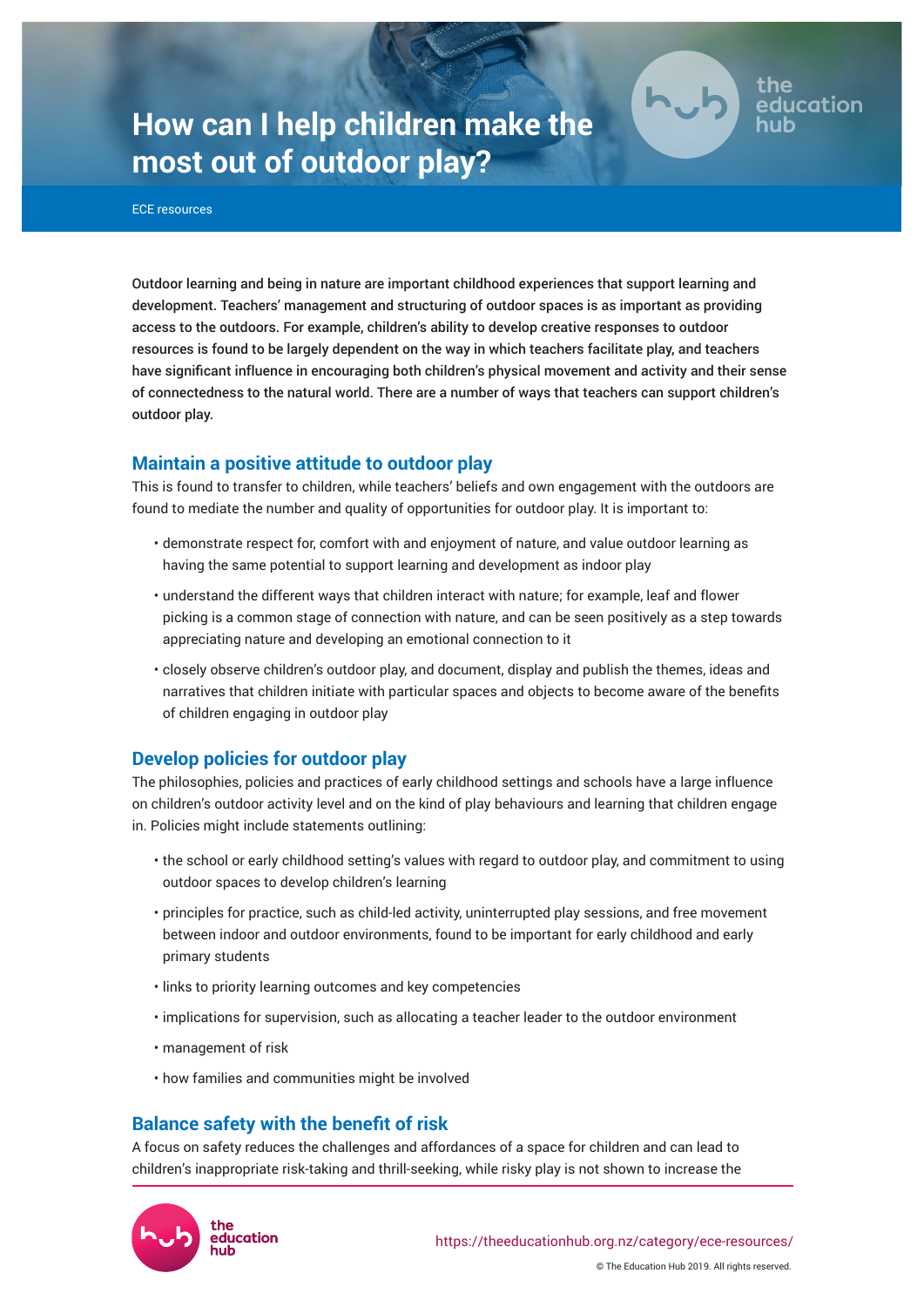# How can I help children make the most out of outdoor play?

ECE resources

Outdoor learning and being in nature are important childhood experiences that support learning and development. Teachers' management and structuring of outdoor spaces is as important as providing access to the outdoors. For example, children's ability to develop creative responses to outdoor resources is found to be largely dependent on the way in which teachers facilitate play, and teachers have significant influence in encouraging both children's physical movement and activity and their sense of connectedness to the natural world. There are a number of ways that teachers can support children's outdoor play.

## Maintain a positive attitude to outdoor play

This is found to transfer to children, while teachers' beliefs and own engagement with the outdoors are found to mediate the number and quality of opportunities for outdoor play. It is important to:

- demonstrate respect for, comfort with and enjoyment of nature, and value outdoor learning as having the same potential to support learning and development as indoor play
- understand the different ways that children interact with nature; for example, leaf and flower picking is a common stage of connection with nature, and can be seen positively as a step towards appreciating nature and developing an emotional connection to it
- closely observe children's outdoor play, and document, display and publish the themes, ideas and narratives that children initiate with particular spaces and objects to become aware of the benefits of children engaging in outdoor play

## Develop policies for outdoor play

The philosophies, policies and practices of early childhood settings and schools have a large influence on children's outdoor activity level and on the kind of play behaviours and learning that children engage in. Policies might include statements outlining:

- the school or early childhood setting's values with regard to outdoor play, and commitment to using outdoor spaces to develop children's learning
- principles for practice, such as child-led activity, uninterrupted play sessions, and free movement between indoor and outdoor environments, found to be important for early childhood and early primary students
- links to priority learning outcomes and key competencies
- implications for supervision, such as allocating a teacher leader to the outdoor environment
- management of risk
- how families and communities might be involved

## Balance safety with the benefit of risk

A focus on safety reduces the challenges and affordances of a space for children and can lead to children's inappropriate risk-taking and thrill-seeking, while risky play is not shown to increase the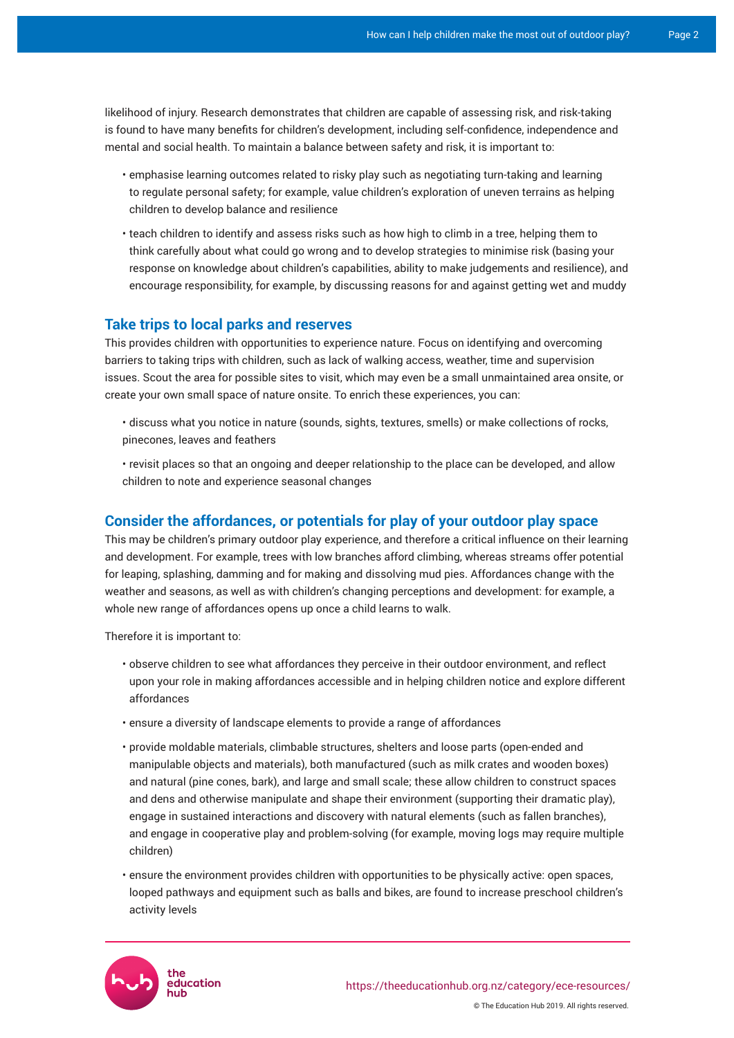likelihood of injury. Research demonstrates that children are capable of assessing risk, and risk-taking is found to have many benefits for children's development, including self-confidence, independence and mental and social health. To maintain a balance between safety and risk, it is important to:

- emphasise learning outcomes related to risky play such as negotiating turn-taking and learning to regulate personal safety; for example, value children's exploration of uneven terrains as helping children to develop balance and resilience
- teach children to identify and assess risks such as how high to climb in a tree, helping them to think carefully about what could go wrong and to develop strategies to minimise risk (basing your response on knowledge about children's capabilities, ability to make judgements and resilience), and encourage responsibility, for example, by discussing reasons for and against getting wet and muddy

## Take trips to local parks and reserves

This provides children with opportunities to experience nature. Focus on identifying and overcoming barriers to taking trips with children, such as lack of walking access, weather, time and supervision issues. Scout the area for possible sites to visit, which may even be a small unmaintained area onsite, or create your own small space of nature onsite. To enrich these experiences, you can:

- discuss what you notice in nature (sounds, sights, textures, smells) or make collections of rocks, pinecones, leaves and feathers
- revisit places so that an ongoing and deeper relationship to the place can be developed, and allow children to note and experience seasonal changes

## Consider the affordances, or potentials for play of your outdoor play space

This may be children's primary outdoor play experience, and therefore a critical influence on their learning and development. For example, trees with low branches afford climbing, whereas streams offer potential for leaping, splashing, damming and for making and dissolving mud pies. Affordances change with the weather and seasons, as well as with children's changing perceptions and development: for example, a whole new range of affordances opens up once a child learns to walk.

Therefore it is important to:

- observe children to see what affordances they perceive in their outdoor environment, and reflect upon your role in making affordances accessible and in helping children notice and explore different affordances
- ensure a diversity of landscape elements to provide a range of affordances
- provide moldable materials, climbable structures, shelters and loose parts (open-ended and manipulable objects and materials), both manufactured (such as milk crates and wooden boxes) and natural (pine cones, bark), and large and small scale; these allow children to construct spaces and dens and otherwise manipulate and shape their environment (supporting their dramatic play), engage in sustained interactions and discovery with natural elements (such as fallen branches), and engage in cooperative play and problem-solving (for example, moving logs may require multiple children)
- ensure the environment provides children with opportunities to be physically active: open spaces, looped pathways and equipment such as balls and bikes, are found to increase preschool children's activity levels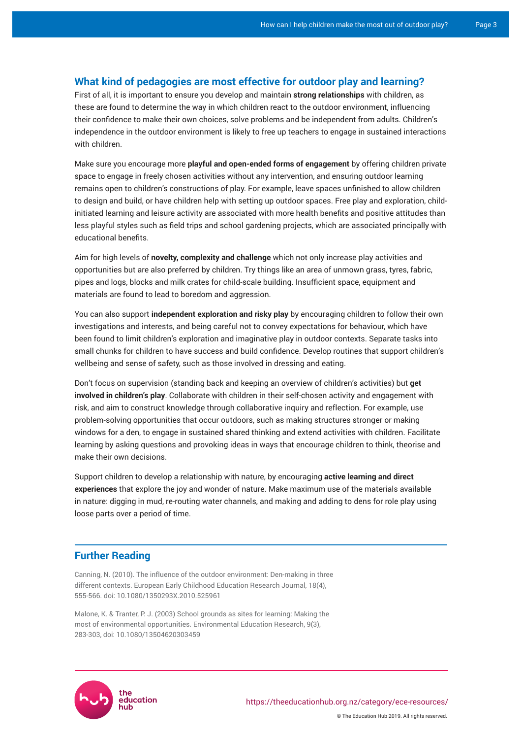## What kind of pedagogies are most effective for outdoor play and learning?

First of all, it is important to ensure you develop and maintain **strong relationships** with children, as these are found to determine the way in which children react to the outdoor environment, influencing their confidence to make their own choices, solve problems and be independent from adults. Children's independence in the outdoor environment is likely to free up teachers to engage in sustained interactions with children.

Make sure you encourage more **playful and open-ended forms of engagement** by offering children private space to engage in freely chosen activities without any intervention, and ensuring outdoor learning remains open to children's constructions of play. For example, leave spaces unfinished to allow children to design and build, or have children help with setting up outdoor spaces. Free play and exploration, child-initiated learning and leisure activity are associated with more health benefits and positive attitudes than less playful styles such as field trips and school gardening projects, which are associated principally with educational benefits.

Aim for high levels of **novelty, complexity and challenge** which not only increase play activities and opportunities but are also preferred by children. Try things like an area of unmown grass, tyres, fabric, pipes and logs, blocks and milk crates for child-scale building. Insufficient space, equipment and materials are found to lead to boredom and aggression.

You can also support **independent exploration and risky play** by encouraging children to follow their own investigations and interests, and being careful not to convey expectations for behaviour, which have been found to limit children's exploration and imaginative play in outdoor contexts. Separate tasks into small chunks for children to have success and build confidence. Develop routines that support children's wellbeing and sense of safety, such as those involved in dressing and eating.

Don't focus on supervision (standing back and keeping an overview of children's activities) but **get involved in children's play**. Collaborate with children in their self-chosen activity and engagement with risk, and aim to construct knowledge through collaborative inquiry and reflection. For example, use problem-solving opportunities that occur outdoors, such as making structures stronger or making windows for a den, to engage in sustained shared thinking and extend activities with children. Facilitate learning by asking questions and provoking ideas in ways that encourage children to think, theorise and make their own decisions.

Support children to develop a relationship with nature, by encouraging **active learning and direct experiences** that explore the joy and wonder of nature. Make maximum use of the materials available in nature: digging in mud, re-routing water channels, and making and adding to dens for role play using loose parts over a period of time.

## Further Reading

Canning, N. (2010). The influence of the outdoor environment: Den-making in three different contexts. European Early Childhood Education Research Journal, 18(4), 555-566. doi: 10.1080/1350293X.2010.525961

Malone, K. & Tranter, P. J. (2003) School grounds as sites for learning: Making the most of environmental opportunities. Environmental Education Research, 9(3), 283-303, doi: 10.1080/13504620303459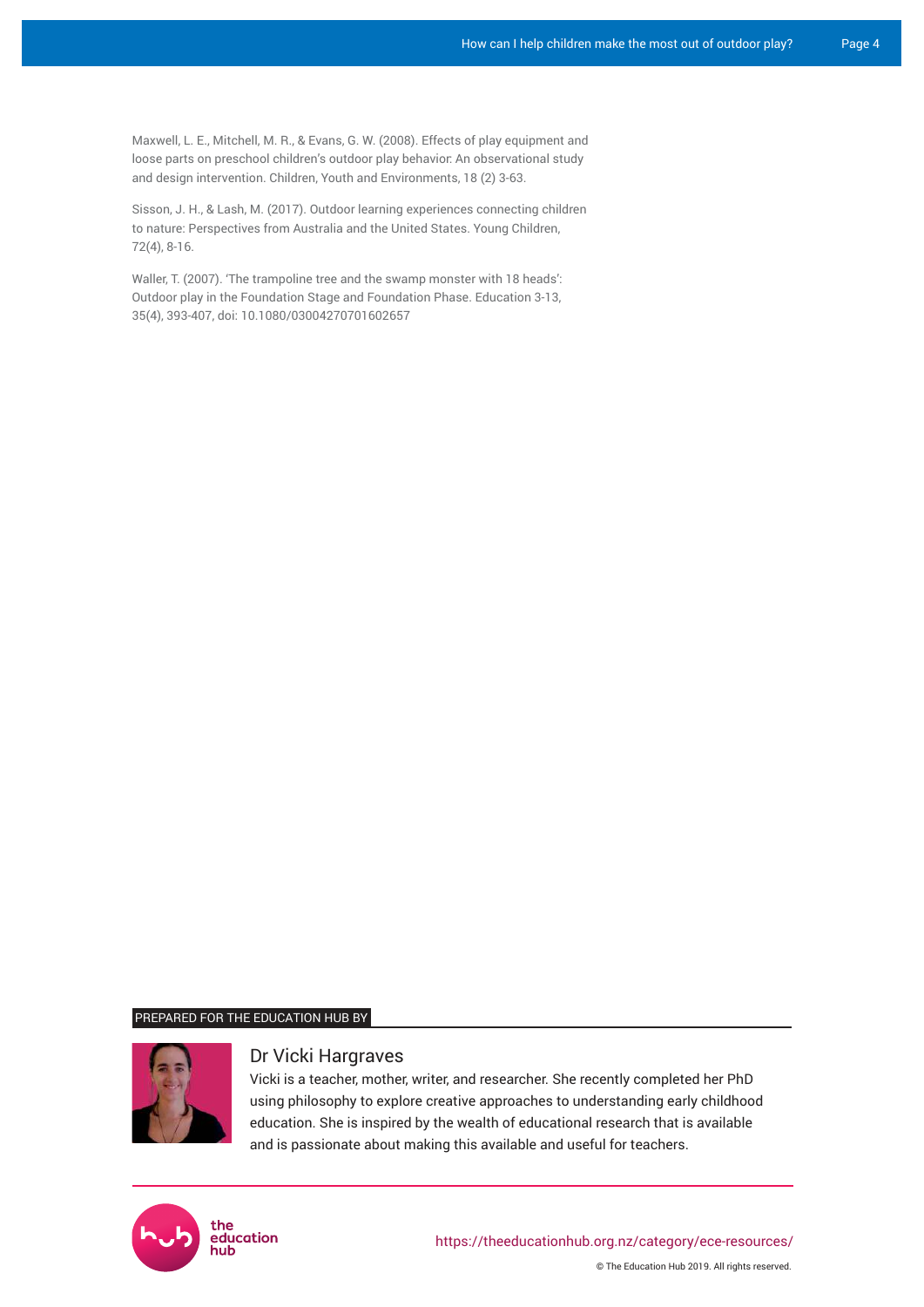Maxwell, L. E., Mitchell, M. R., & Evans, G. W. (2008). Effects of play equipment and loose parts on preschool children's outdoor play behavior: An observational study and design intervention. Children, Youth and Environments, 18 (2) 3-63.

Sisson, J. H., & Lash, M. (2017). Outdoor learning experiences connecting children to nature: Perspectives from Australia and the United States. Young Children, 72(4), 8-16.

Waller, T. (2007). 'The trampoline tree and the swamp monster with 18 heads': Outdoor play in the Foundation Stage and Foundation Phase. Education 3-13, 35(4), 393-407, doi: 10.1080/03004270701602657

PREPARED FOR THE EDUCATION HUB BY

## Dr Vicki Hargraves

Vicki is a teacher, mother, writer, and researcher. She recently completed her PhD using philosophy to explore creative approaches to understanding early childhood education. She is inspired by the wealth of educational research that is available and is passionate about making this available and useful for teachers.

the education hub

https://theeducationhub.org.nz/category/ece-resources/

© The Education Hub 2019. All rights reserved.